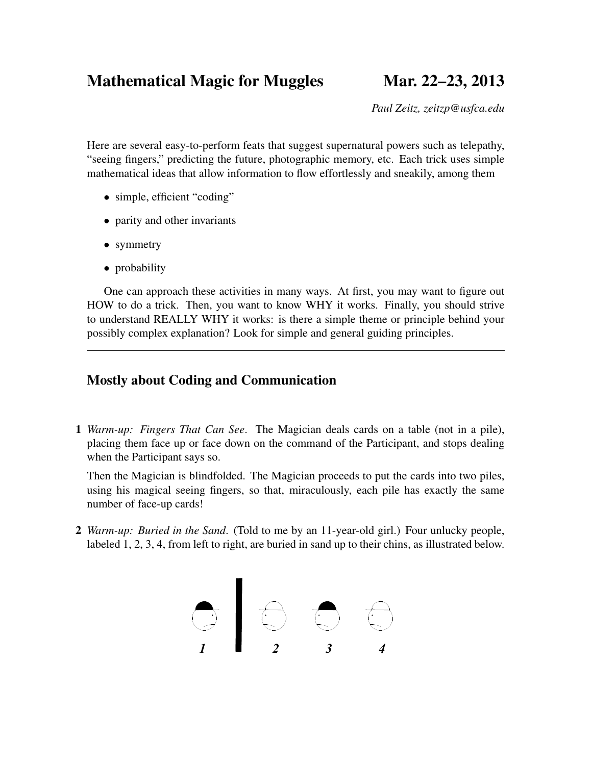# Mathematical Magic for Muggles Mar. 22–23, 2013

*Paul Zeitz, zeitzp@usfca.edu*

Here are several easy-to-perform feats that suggest supernatural powers such as telepathy, "seeing fingers," predicting the future, photographic memory, etc. Each trick uses simple mathematical ideas that allow information to flow effortlessly and sneakily, among them

- simple, efficient "coding"
- parity and other invariants
- symmetry
- probability

One can approach these activities in many ways. At first, you may want to figure out HOW to do a trick. Then, you want to know WHY it works. Finally, you should strive to understand REALLY WHY it works: is there a simple theme or principle behind your possibly complex explanation? Look for simple and general guiding principles.

---

## Mostly about Coding and Communication

**1** *Warm-up: Fingers That Can See*. The Magician deals cards on a table (not in a pile), placing them face up or face down on the command of the Participant, and stops dealing when the Participant says so.

Then the Magician is blindfolded. The Magician proceeds to put the cards into two piles, using his magical seeing fingers, so that, miraculously, each pile has exactly the same number of face-up cards!

**2** *Warm-up: Buried in the Sand*. (Told to me by an 11-year-old girl.) Four unlucky people, labeled 1, 2, 3, 4, from left to right, are buried in sand up to their chins, as illustrated below.

1 2 3 4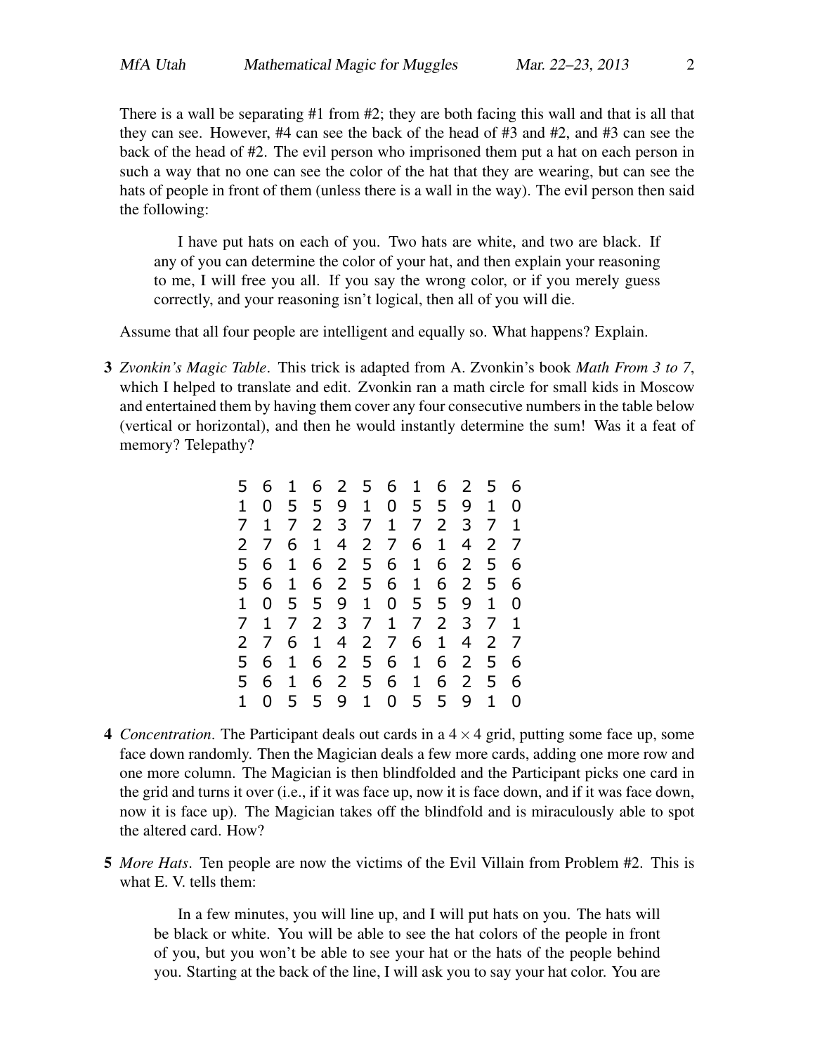There is a wall be separating #1 from #2; they are both facing this wall and that is all that they can see. However, #4 can see the back of the head of #3 and #2, and #3 can see the back of the head of #2. The evil person who imprisoned them put a hat on each person in such a way that no one can see the color of the hat that they are wearing, but can see the hats of people in front of them (unless there is a wall in the way). The evil person then said the following:

> I have put hats on each of you. Two hats are white, and two are black. If any of you can determine the color of your hat, and then explain your reasoning to me, I will free you all. If you say the wrong color, or if you merely guess correctly, and your reasoning isn't logical, then all of you will die.

Assume that all four people are intelligent and equally so. What happens? Explain.

**3** *Zvonkin's Magic Table*. This trick is adapted from A. Zvonkin's book *Math From 3 to 7*, which I helped to translate and edit. Zvonkin ran a math circle for small kids in Moscow and entertained them by having them cover any four consecutive numbers in the table below (vertical or horizontal), and then he would instantly determine the sum! Was it a feat of memory? Telepathy?

```
5 6 1 6 2 5 6 1 6 2 5 6
1 0 5 5 9 1 0 5 5 9 1 0
7 1 7 2 3 7 1 7 2 3 7 1
2 7 6 1 4 2 7 6 1 4 2 7
5 6 1 6 2 5 6 1 6 2 5 6
5 6 1 6 2 5 6 1 6 2 5 6
1 0 5 5 9 1 0 5 5 9 1 0
7 1 7 2 3 7 1 7 2 3 7 1
2 7 6 1 4 2 7 6 1 4 2 7
5 6 1 6 2 5 6 1 6 2 5 6
5 6 1 6 2 5 6 1 6 2 5 6
1 0 5 5 9 1 0 5 5 9 1 0
```

**4** *Concentration*. The Participant deals out cards in a $4 \times 4$ grid, putting some face up, some face down randomly. Then the Magician deals a few more cards, adding one more row and one more column. The Magician is then blindfolded and the Participant picks one card in the grid and turns it over (i.e., if it was face up, now it is face down, and if it was face down, now it is face up). The Magician takes off the blindfold and is miraculously able to spot the altered card. How?

**5** *More Hats*. Ten people are now the victims of the Evil Villain from Problem #2. This is what E. V. tells them:

> In a few minutes, you will line up, and I will put hats on you. The hats will be black or white. You will be able to see the hat colors of the people in front of you, but you won't be able to see your hat or the hats of the people behind you. Starting at the back of the line, I will ask you to say your hat color. You are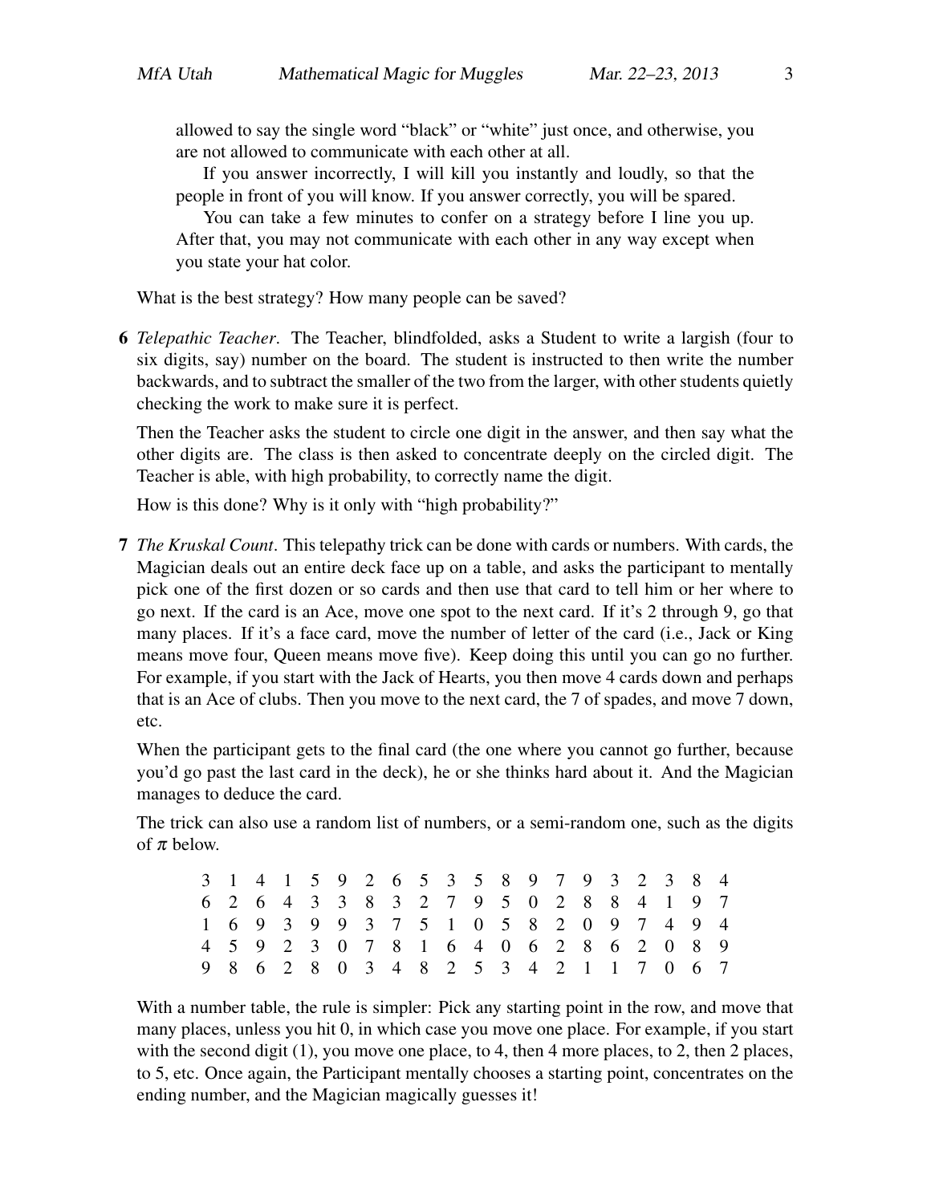allowed to say the single word "black" or "white" just once, and otherwise, you are not allowed to communicate with each other at all.

If you answer incorrectly, I will kill you instantly and loudly, so that the people in front of you will know. If you answer correctly, you will be spared.

You can take a few minutes to confer on a strategy before I line you up. After that, you may not communicate with each other in any way except when you state your hat color.

What is the best strategy? How many people can be saved?

**6** *Telepathic Teacher*. The Teacher, blindfolded, asks a Student to write a largish (four to six digits, say) number on the board. The student is instructed to then write the number backwards, and to subtract the smaller of the two from the larger, with other students quietly checking the work to make sure it is perfect.

Then the Teacher asks the student to circle one digit in the answer, and then say what the other digits are. The class is then asked to concentrate deeply on the circled digit. The Teacher is able, with high probability, to correctly name the digit.

How is this done? Why is it only with "high probability?"

**7** *The Kruskal Count*. This telepathy trick can be done with cards or numbers. With cards, the Magician deals out an entire deck face up on a table, and asks the participant to mentally pick one of the first dozen or so cards and then use that card to tell him or her where to go next. If the card is an Ace, move one spot to the next card. If it's 2 through 9, go that many places. If it's a face card, move the number of letter of the card (i.e., Jack or King means move four, Queen means move five). Keep doing this until you can go no further. For example, if you start with the Jack of Hearts, you then move 4 cards down and perhaps that is an Ace of clubs. Then you move to the next card, the 7 of spades, and move 7 down, etc.

When the participant gets to the final card (the one where you cannot go further, because you'd go past the last card in the deck), he or she thinks hard about it. And the Magician manages to deduce the card.

The trick can also use a random list of numbers, or a semi-random one, such as the digits of $\pi$ below.

| | | | | | | | | | | | | | | | | | | | |
|---|---|---|---|---|---|---|---|---|---|---|---|---|---|---|---|---|---|---|---|
| 3 | 1 | 4 | 1 | 5 | 9 | 2 | 6 | 5 | 3 | 5 | 8 | 9 | 7 | 9 | 3 | 2 | 3 | 8 | 4 |
| 6 | 2 | 6 | 4 | 3 | 3 | 8 | 3 | 2 | 7 | 9 | 5 | 0 | 2 | 8 | 8 | 4 | 1 | 9 | 7 |
| 1 | 6 | 9 | 3 | 9 | 9 | 3 | 7 | 5 | 1 | 0 | 5 | 8 | 2 | 0 | 9 | 7 | 4 | 9 | 4 |
| 4 | 5 | 9 | 2 | 3 | 0 | 7 | 8 | 1 | 6 | 4 | 0 | 6 | 2 | 8 | 6 | 2 | 0 | 8 | 9 |
| 9 | 8 | 6 | 2 | 8 | 0 | 3 | 4 | 8 | 2 | 5 | 3 | 4 | 2 | 1 | 1 | 7 | 0 | 6 | 7 |

With a number table, the rule is simpler: Pick any starting point in the row, and move that many places, unless you hit 0, in which case you move one place. For example, if you start with the second digit (1), you move one place, to 4, then 4 more places, to 2, then 2 places, to 5, etc. Once again, the Participant mentally chooses a starting point, concentrates on the ending number, and the Magician magically guesses it!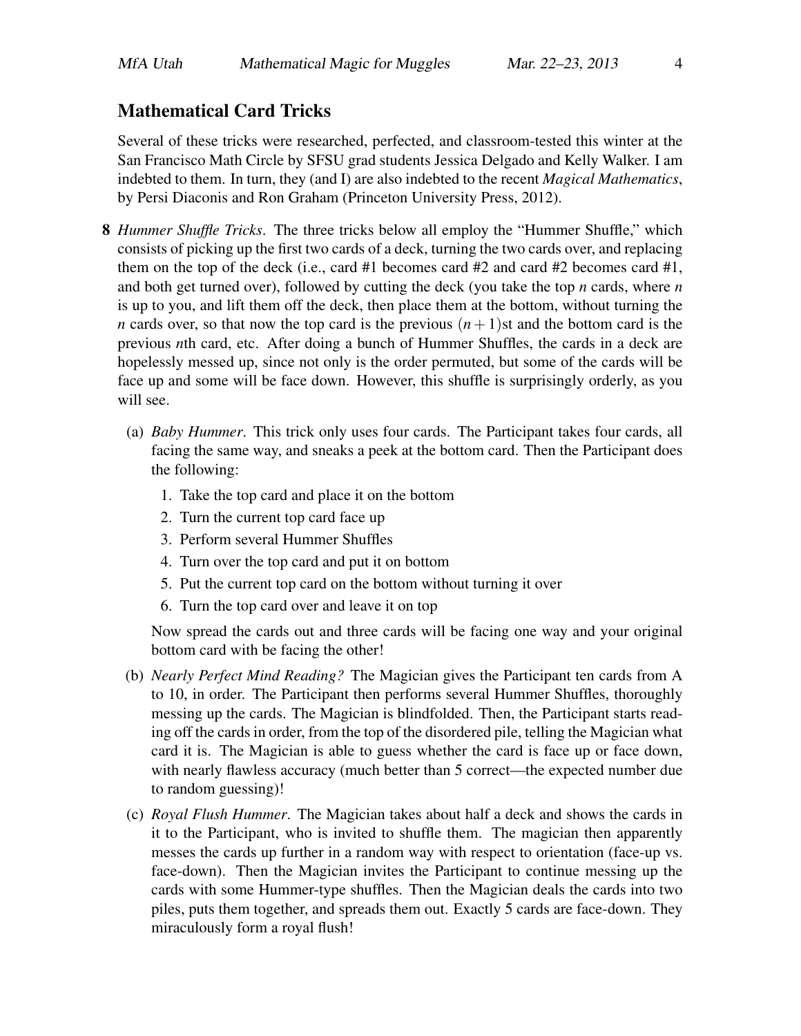## Mathematical Card Tricks

Several of these tricks were researched, perfected, and classroom-tested this winter at the San Francisco Math Circle by SFSU grad students Jessica Delgado and Kelly Walker. I am indebted to them. In turn, they (and I) are also indebted to the recent *Magical Mathematics*, by Persi Diaconis and Ron Graham (Princeton University Press, 2012).

**8** *Hummer Shuffle Tricks*. The three tricks below all employ the "Hummer Shuffle," which consists of picking up the first two cards of a deck, turning the two cards over, and replacing them on the top of the deck (i.e., card #1 becomes card #2 and card #2 becomes card #1, and both get turned over), followed by cutting the deck (you take the top $n$ cards, where $n$ is up to you, and lift them off the deck, then place them at the bottom, without turning the $n$ cards over, so that now the top card is the previous $(n+1)$st and the bottom card is the previous $n$th card, etc. After doing a bunch of Hummer Shuffles, the cards in a deck are hopelessly messed up, since not only is the order permuted, but some of the cards will be face up and some will be face down. However, this shuffle is surprisingly orderly, as you will see.

(a) *Baby Hummer*. This trick only uses four cards. The Participant takes four cards, all facing the same way, and sneaks a peek at the bottom card. Then the Participant does the following:

1. Take the top card and place it on the bottom
2. Turn the current top card face up
3. Perform several Hummer Shuffles
4. Turn over the top card and put it on bottom
5. Put the current top card on the bottom without turning it over
6. Turn the top card over and leave it on top

Now spread the cards out and three cards will be facing one way and your original bottom card with be facing the other!

(b) *Nearly Perfect Mind Reading?* The Magician gives the Participant ten cards from A to 10, in order. The Participant then performs several Hummer Shuffles, thoroughly messing up the cards. The Magician is blindfolded. Then, the Participant starts reading off the cards in order, from the top of the disordered pile, telling the Magician what card it is. The Magician is able to guess whether the card is face up or face down, with nearly flawless accuracy (much better than 5 correct—the expected number due to random guessing)!

(c) *Royal Flush Hummer*. The Magician takes about half a deck and shows the cards in it to the Participant, who is invited to shuffle them. The magician then apparently messes the cards up further in a random way with respect to orientation (face-up vs. face-down). Then the Magician invites the Participant to continue messing up the cards with some Hummer-type shuffles. Then the Magician deals the cards into two piles, puts them together, and spreads them out. Exactly 5 cards are face-down. They miraculously form a royal flush!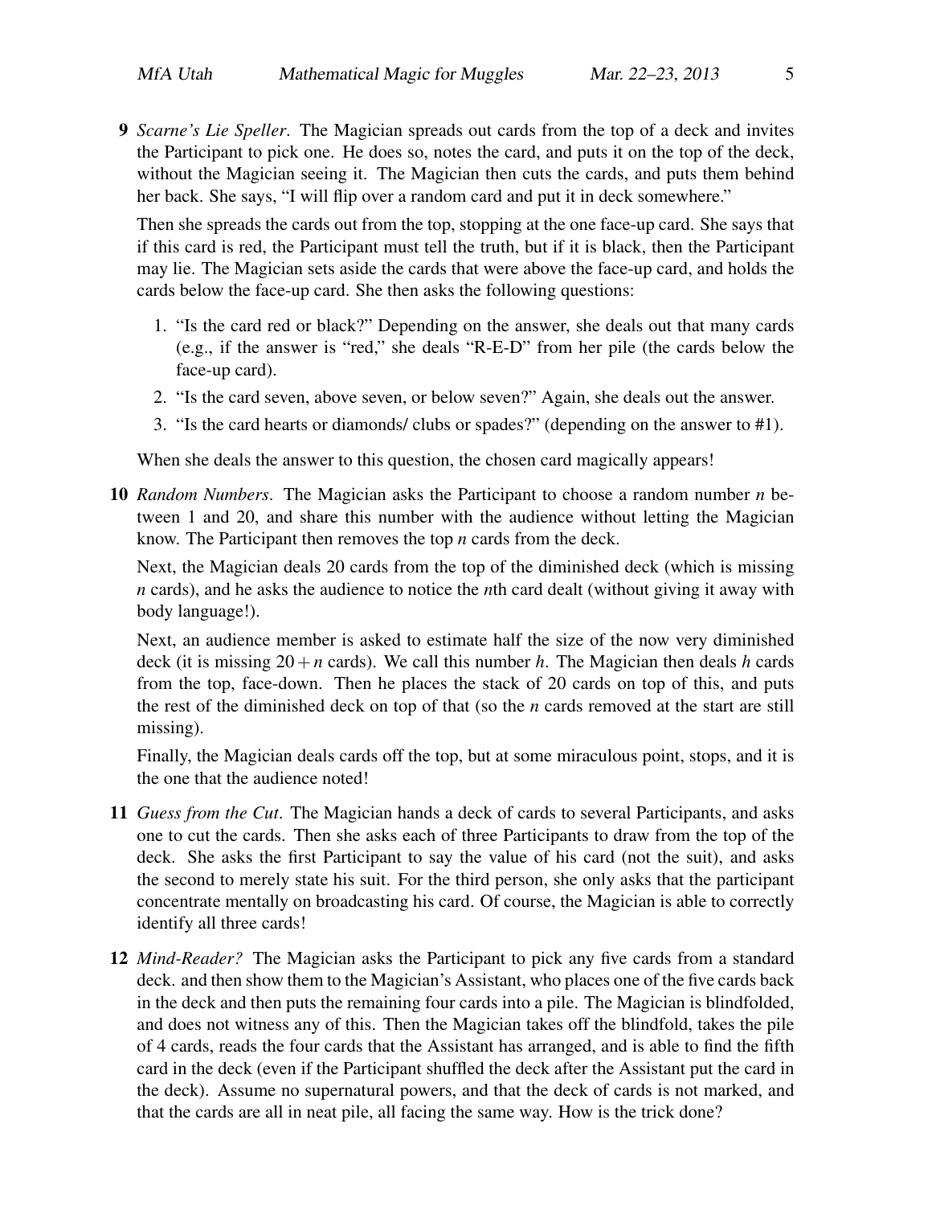**9** *Scarne's Lie Speller*. The Magician spreads out cards from the top of a deck and invites the Participant to pick one. He does so, notes the card, and puts it on the top of the deck, without the Magician seeing it. The Magician then cuts the cards, and puts them behind her back. She says, "I will flip over a random card and put it in deck somewhere."

Then she spreads the cards out from the top, stopping at the one face-up card. She says that if this card is red, the Participant must tell the truth, but if it is black, then the Participant may lie. The Magician sets aside the cards that were above the face-up card, and holds the cards below the face-up card. She then asks the following questions:

1. "Is the card red or black?" Depending on the answer, she deals out that many cards (e.g., if the answer is "red," she deals "R-E-D" from her pile (the cards below the face-up card).
2. "Is the card seven, above seven, or below seven?" Again, she deals out the answer.
3. "Is the card hearts or diamonds/ clubs or spades?" (depending on the answer to #1).

When she deals the answer to this question, the chosen card magically appears!

**10** *Random Numbers*. The Magician asks the Participant to choose a random number $n$ between 1 and 20, and share this number with the audience without letting the Magician know. The Participant then removes the top $n$ cards from the deck.

Next, the Magician deals 20 cards from the top of the diminished deck (which is missing $n$ cards), and he asks the audience to notice the $n$th card dealt (without giving it away with body language!).

Next, an audience member is asked to estimate half the size of the now very diminished deck (it is missing $20+n$ cards). We call this number $h$. The Magician then deals $h$ cards from the top, face-down. Then he places the stack of 20 cards on top of this, and puts the rest of the diminished deck on top of that (so the $n$ cards removed at the start are still missing).

Finally, the Magician deals cards off the top, but at some miraculous point, stops, and it is the one that the audience noted!

**11** *Guess from the Cut*. The Magician hands a deck of cards to several Participants, and asks one to cut the cards. Then she asks each of three Participants to draw from the top of the deck. She asks the first Participant to say the value of his card (not the suit), and asks the second to merely state his suit. For the third person, she only asks that the participant concentrate mentally on broadcasting his card. Of course, the Magician is able to correctly identify all three cards!

**12** *Mind-Reader?* The Magician asks the Participant to pick any five cards from a standard deck. and then show them to the Magician's Assistant, who places one of the five cards back in the deck and then puts the remaining four cards into a pile. The Magician is blindfolded, and does not witness any of this. Then the Magician takes off the blindfold, takes the pile of 4 cards, reads the four cards that the Assistant has arranged, and is able to find the fifth card in the deck (even if the Participant shuffled the deck after the Assistant put the card in the deck). Assume no supernatural powers, and that the deck of cards is not marked, and that the cards are all in neat pile, all facing the same way. How is the trick done?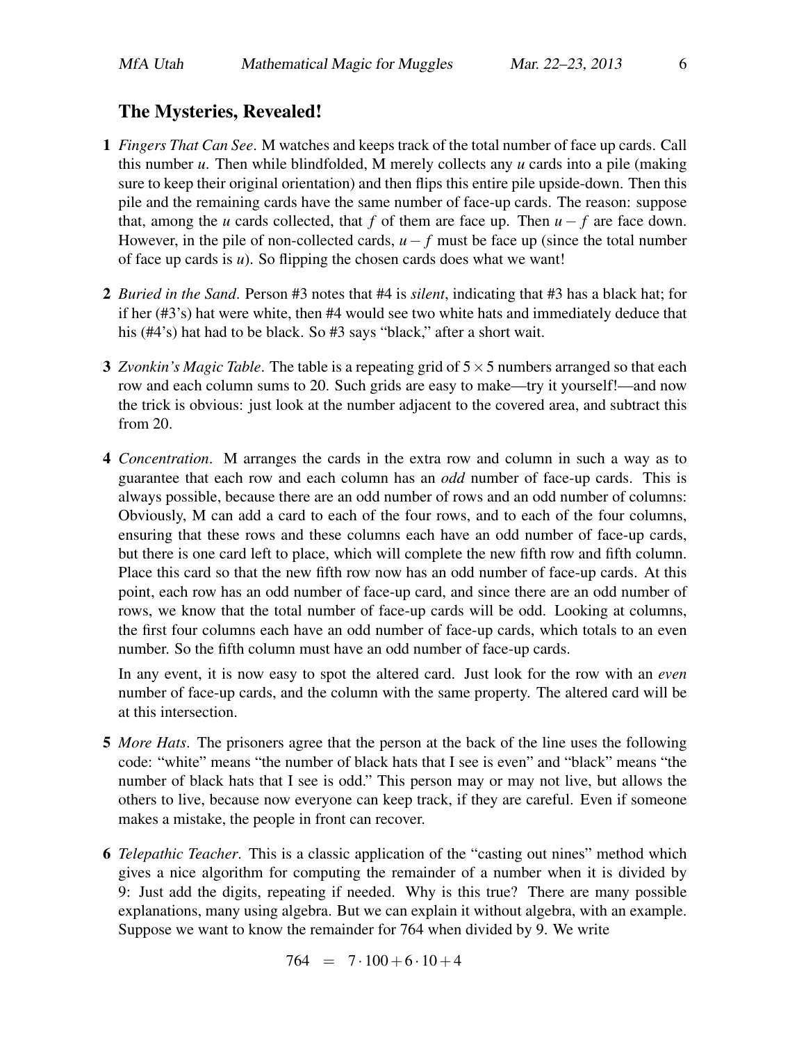## The Mysteries, Revealed!

**1** *Fingers That Can See*. M watches and keeps track of the total number of face up cards. Call this number $u$. Then while blindfolded, M merely collects any $u$ cards into a pile (making sure to keep their original orientation) and then flips this entire pile upside-down. Then this pile and the remaining cards have the same number of face-up cards. The reason: suppose that, among the $u$ cards collected, that $f$ of them are face up. Then $u-f$ are face down. However, in the pile of non-collected cards, $u-f$ must be face up (since the total number of face up cards is $u$). So flipping the chosen cards does what we want!

**2** *Buried in the Sand*. Person #3 notes that #4 is *silent*, indicating that #3 has a black hat; for if her (#3's) hat were white, then #4 would see two white hats and immediately deduce that his (#4's) hat had to be black. So #3 says "black," after a short wait.

**3** *Zvonkin's Magic Table*. The table is a repeating grid of $5 \times 5$ numbers arranged so that each row and each column sums to 20. Such grids are easy to make—try it yourself!—and now the trick is obvious: just look at the number adjacent to the covered area, and subtract this from 20.

**4** *Concentration*. M arranges the cards in the extra row and column in such a way as to guarantee that each row and each column has an *odd* number of face-up cards. This is always possible, because there are an odd number of rows and an odd number of columns: Obviously, M can add a card to each of the four rows, and to each of the four columns, ensuring that these rows and these columns each have an odd number of face-up cards, but there is one card left to place, which will complete the new fifth row and fifth column. Place this card so that the new fifth row now has an odd number of face-up cards. At this point, each row has an odd number of face-up card, and since there are an odd number of rows, we know that the total number of face-up cards will be odd. Looking at columns, the first four columns each have an odd number of face-up cards, which totals to an even number. So the fifth column must have an odd number of face-up cards.

In any event, it is now easy to spot the altered card. Just look for the row with an *even* number of face-up cards, and the column with the same property. The altered card will be at this intersection.

**5** *More Hats*. The prisoners agree that the person at the back of the line uses the following code: "white" means "the number of black hats that I see is even" and "black" means "the number of black hats that I see is odd." This person may or may not live, but allows the others to live, because now everyone can keep track, if they are careful. Even if someone makes a mistake, the people in front can recover.

**6** *Telepathic Teacher*. This is a classic application of the "casting out nines" method which gives a nice algorithm for computing the remainder of a number when it is divided by 9: Just add the digits, repeating if needed. Why is this true? There are many possible explanations, many using algebra. But we can explain it without algebra, with an example. Suppose we want to know the remainder for 764 when divided by 9. We write

$$764 \quad = \quad 7 \cdot 100 + 6 \cdot 10 + 4$$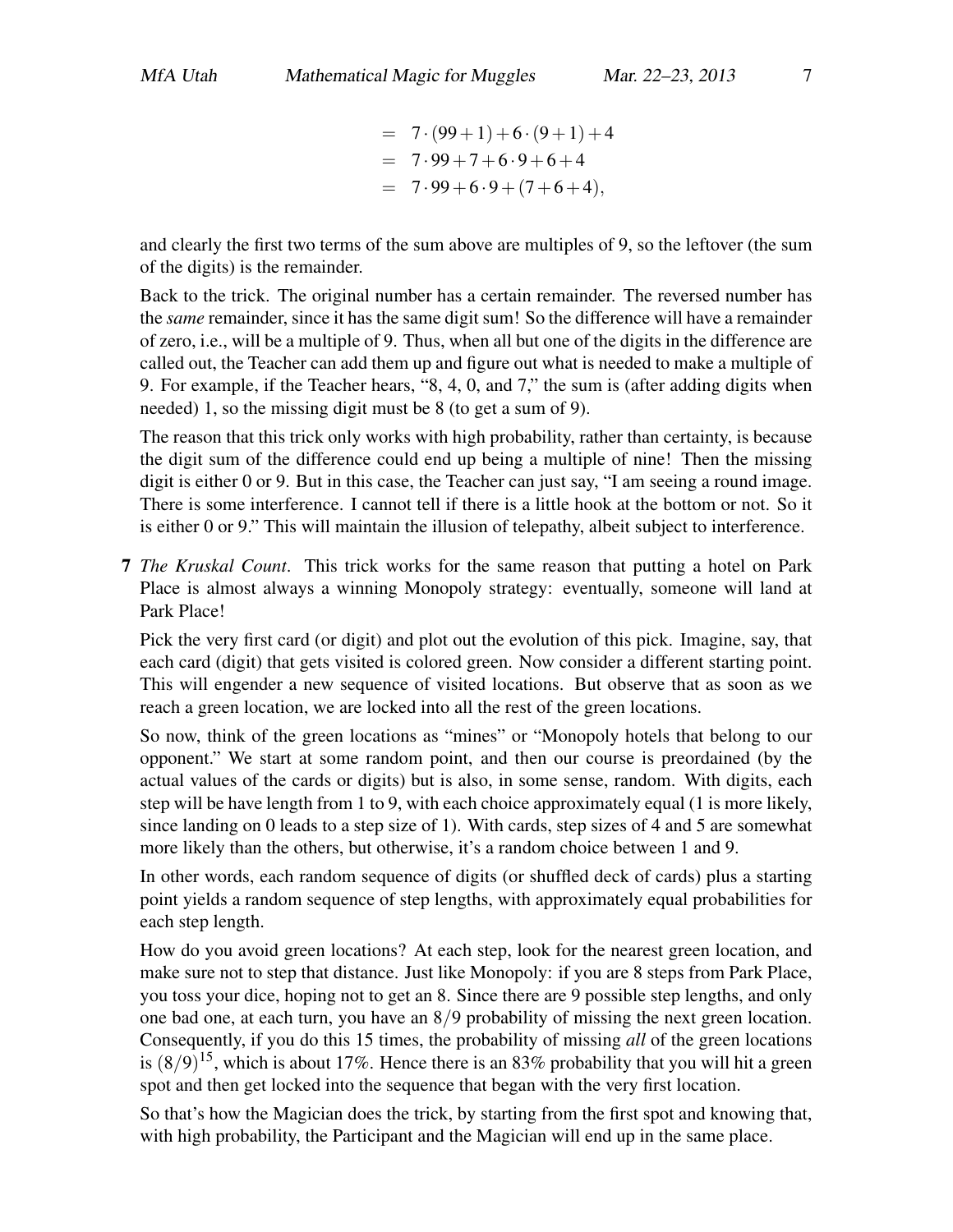$$
\begin{aligned}
&= 7 \cdot (99+1) + 6 \cdot (9+1) + 4 \\
&= 7 \cdot 99 + 7 + 6 \cdot 9 + 6 + 4 \\
&= 7 \cdot 99 + 6 \cdot 9 + (7+6+4),
\end{aligned}
$$

and clearly the first two terms of the sum above are multiples of 9, so the leftover (the sum of the digits) is the remainder.

Back to the trick. The original number has a certain remainder. The reversed number has the *same* remainder, since it has the same digit sum! So the difference will have a remainder of zero, i.e., will be a multiple of 9. Thus, when all but one of the digits in the difference are called out, the Teacher can add them up and figure out what is needed to make a multiple of 9. For example, if the Teacher hears, "8, 4, 0, and 7," the sum is (after adding digits when needed) 1, so the missing digit must be 8 (to get a sum of 9).

The reason that this trick only works with high probability, rather than certainty, is because the digit sum of the difference could end up being a multiple of nine! Then the missing digit is either 0 or 9. But in this case, the Teacher can just say, "I am seeing a round image. There is some interference. I cannot tell if there is a little hook at the bottom or not. So it is either 0 or 9." This will maintain the illusion of telepathy, albeit subject to interference.

**7** *The Kruskal Count*. This trick works for the same reason that putting a hotel on Park Place is almost always a winning Monopoly strategy: eventually, someone will land at Park Place!

Pick the very first card (or digit) and plot out the evolution of this pick. Imagine, say, that each card (digit) that gets visited is colored green. Now consider a different starting point. This will engender a new sequence of visited locations. But observe that as soon as we reach a green location, we are locked into all the rest of the green locations.

So now, think of the green locations as "mines" or "Monopoly hotels that belong to our opponent." We start at some random point, and then our course is preordained (by the actual values of the cards or digits) but is also, in some sense, random. With digits, each step will be have length from 1 to 9, with each choice approximately equal (1 is more likely, since landing on 0 leads to a step size of 1). With cards, step sizes of 4 and 5 are somewhat more likely than the others, but otherwise, it's a random choice between 1 and 9.

In other words, each random sequence of digits (or shuffled deck of cards) plus a starting point yields a random sequence of step lengths, with approximately equal probabilities for each step length.

How do you avoid green locations? At each step, look for the nearest green location, and make sure not to step that distance. Just like Monopoly: if you are 8 steps from Park Place, you toss your dice, hoping not to get an 8. Since there are 9 possible step lengths, and only one bad one, at each turn, you have an $8/9$ probability of missing the next green location. Consequently, if you do this 15 times, the probability of missing *all* of the green locations is $(8/9)^{15}$, which is about 17%. Hence there is an 83% probability that you will hit a green spot and then get locked into the sequence that began with the very first location.

So that's how the Magician does the trick, by starting from the first spot and knowing that, with high probability, the Participant and the Magician will end up in the same place.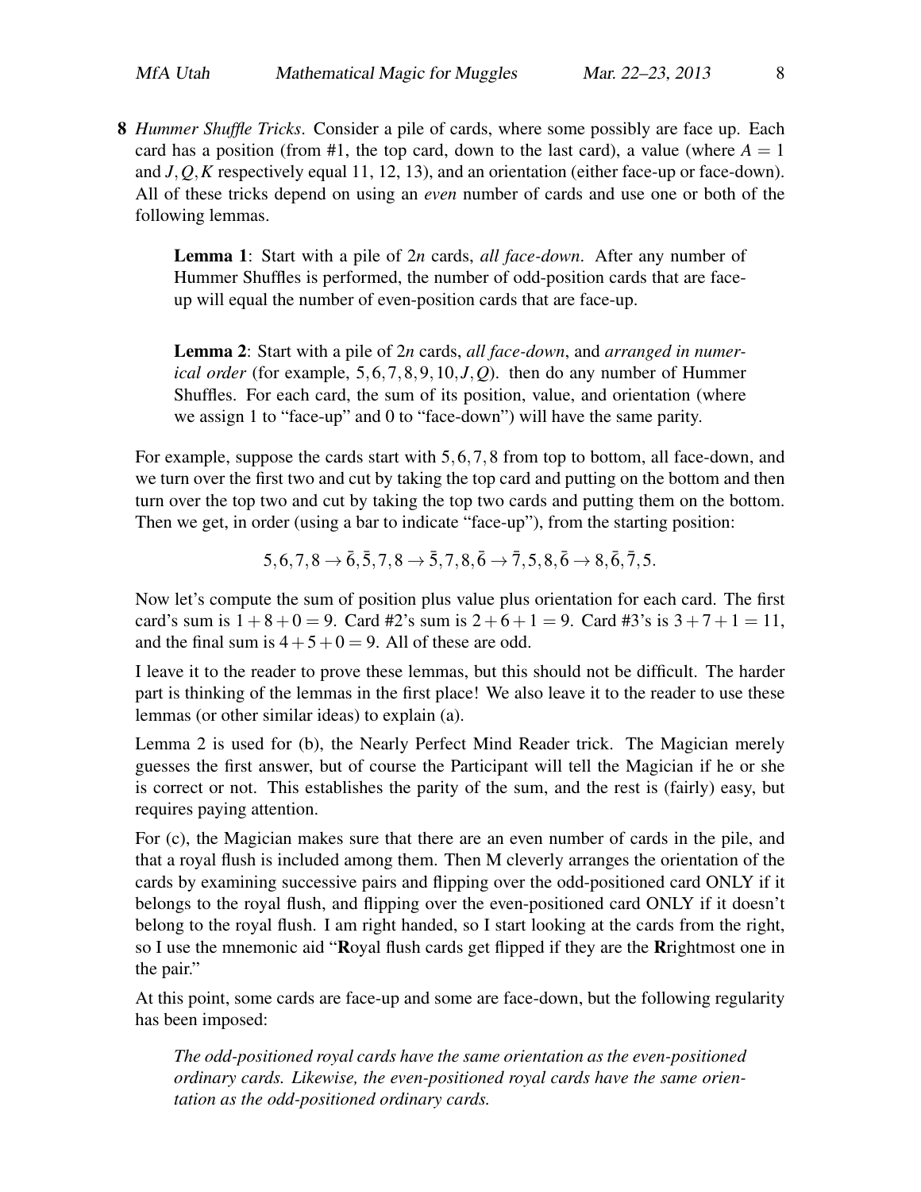**8** *Hummer Shuffle Tricks*. Consider a pile of cards, where some possibly are face up. Each card has a position (from #1, the top card, down to the last card), a value (where $A = 1$ and $J, Q, K$ respectively equal 11, 12, 13), and an orientation (either face-up or face-down). All of these tricks depend on using an *even* number of cards and use one or both of the following lemmas.

> **Lemma 1**: Start with a pile of $2n$ cards, *all face-down*. After any number of Hummer Shuffles is performed, the number of odd-position cards that are face-up will equal the number of even-position cards that are face-up.

> **Lemma 2**: Start with a pile of $2n$ cards, *all face-down*, and *arranged in numerical order* (for example, $5, 6, 7, 8, 9, 10, J, Q$). then do any number of Hummer Shuffles. For each card, the sum of its position, value, and orientation (where we assign 1 to "face-up" and 0 to "face-down") will have the same parity.

For example, suppose the cards start with $5, 6, 7, 8$ from top to bottom, all face-down, and we turn over the first two and cut by taking the top card and putting on the bottom and then turn over the top two and cut by taking the top two cards and putting them on the bottom. Then we get, in order (using a bar to indicate "face-up"), from the starting position:

$$5, 6, 7, 8 \rightarrow \bar{6}, \bar{5}, 7, 8 \rightarrow \bar{5}, 7, 8, \bar{6} \rightarrow \bar{7}, 5, 8, \bar{6} \rightarrow 8, \bar{6}, \bar{7}, 5.$$

Now let's compute the sum of position plus value plus orientation for each card. The first card's sum is $1 + 8 + 0 = 9$. Card #2's sum is $2 + 6 + 1 = 9$. Card #3's is $3 + 7 + 1 = 11$, and the final sum is $4 + 5 + 0 = 9$. All of these are odd.

I leave it to the reader to prove these lemmas, but this should not be difficult. The harder part is thinking of the lemmas in the first place! We also leave it to the reader to use these lemmas (or other similar ideas) to explain (a).

Lemma 2 is used for (b), the Nearly Perfect Mind Reader trick. The Magician merely guesses the first answer, but of course the Participant will tell the Magician if he or she is correct or not. This establishes the parity of the sum, and the rest is (fairly) easy, but requires paying attention.

For (c), the Magician makes sure that there are an even number of cards in the pile, and that a royal flush is included among them. Then M cleverly arranges the orientation of the cards by examining successive pairs and flipping over the odd-positioned card ONLY if it belongs to the royal flush, and flipping over the even-positioned card ONLY if it doesn't belong to the royal flush. I am right handed, so I start looking at the cards from the right, so I use the mnemonic aid "**R**oyal flush cards get flipped if they are the **R**rightmost one in the pair."

At this point, some cards are face-up and some are face-down, but the following regularity has been imposed:

> *The odd-positioned royal cards have the same orientation as the even-positioned ordinary cards. Likewise, the even-positioned royal cards have the same orientation as the odd-positioned ordinary cards.*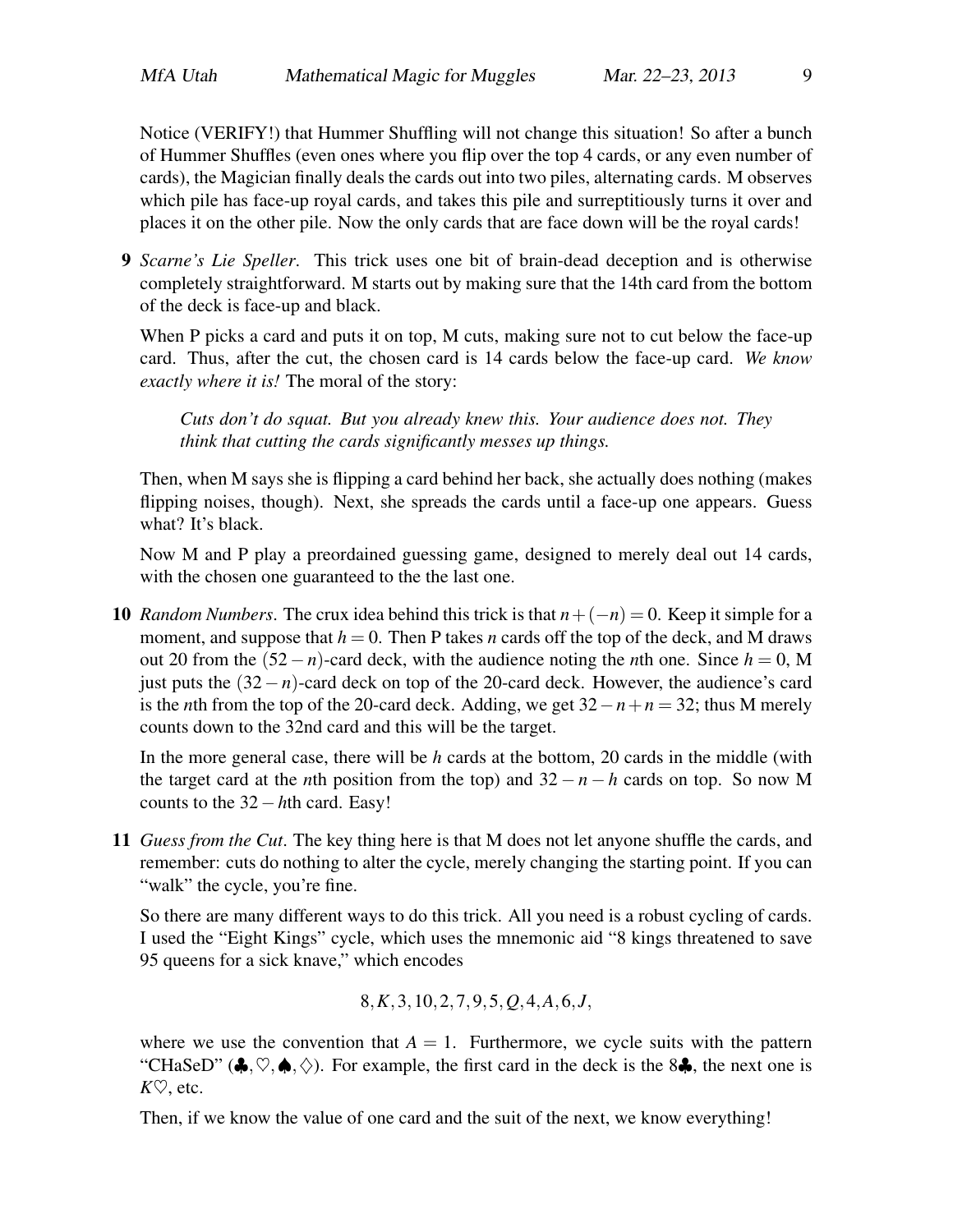Notice (VERIFY!) that Hummer Shuffling will not change this situation! So after a bunch of Hummer Shuffles (even ones where you flip over the top 4 cards, or any even number of cards), the Magician finally deals the cards out into two piles, alternating cards. M observes which pile has face-up royal cards, and takes this pile and surreptitiously turns it over and places it on the other pile. Now the only cards that are face down will be the royal cards!

**9** *Scarne's Lie Speller*. This trick uses one bit of brain-dead deception and is otherwise completely straightforward. M starts out by making sure that the 14th card from the bottom of the deck is face-up and black.

When P picks a card and puts it on top, M cuts, making sure not to cut below the face-up card. Thus, after the cut, the chosen card is 14 cards below the face-up card. *We know exactly where it is!* The moral of the story:

> *Cuts don't do squat. But you already knew this. Your audience does not. They think that cutting the cards significantly messes up things.*

Then, when M says she is flipping a card behind her back, she actually does nothing (makes flipping noises, though). Next, she spreads the cards until a face-up one appears. Guess what? It's black.

Now M and P play a preordained guessing game, designed to merely deal out 14 cards, with the chosen one guaranteed to the the last one.

**10** *Random Numbers*. The crux idea behind this trick is that $n+(-n)=0$. Keep it simple for a moment, and suppose that $h=0$. Then P takes $n$ cards off the top of the deck, and M draws out 20 from the $(52-n)$-card deck, with the audience noting the $n$th one. Since $h=0$, M just puts the $(32-n)$-card deck on top of the 20-card deck. However, the audience's card is the $n$th from the top of the 20-card deck. Adding, we get $32-n+n=32$; thus M merely counts down to the 32nd card and this will be the target.

In the more general case, there will be $h$ cards at the bottom, 20 cards in the middle (with the target card at the $n$th position from the top) and $32-n-h$ cards on top. So now M counts to the $32-h$th card. Easy!

**11** *Guess from the Cut*. The key thing here is that M does not let anyone shuffle the cards, and remember: cuts do nothing to alter the cycle, merely changing the starting point. If you can "walk" the cycle, you're fine.

So there are many different ways to do this trick. All you need is a robust cycling of cards. I used the "Eight Kings" cycle, which uses the mnemonic aid "8 kings threatened to save 95 queens for a sick knave," which encodes

$$8, K, 3, 10, 2, 7, 9, 5, Q, 4, A, 6, J,$$

where we use the convention that $A=1$. Furthermore, we cycle suits with the pattern "CHaSeD" ($\clubsuit, \heartsuit, \spadesuit, \diamondsuit$). For example, the first card in the deck is the $8\clubsuit$, the next one is $K\heartsuit$, etc.

Then, if we know the value of one card and the suit of the next, we know everything!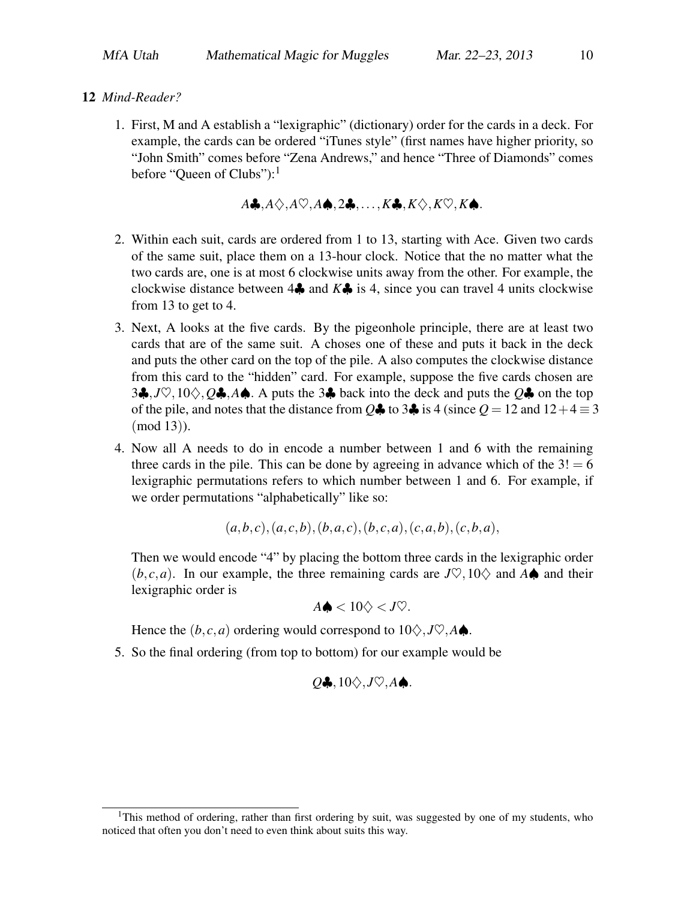## 12 *Mind-Reader?*

1. First, M and A establish a "lexigraphic" (dictionary) order for the cards in a deck. For example, the cards can be ordered "iTunes style" (first names have higher priority, so "John Smith" comes before "Zena Andrews," and hence "Three of Diamonds" comes before "Queen of Clubs"):[1]

$$A\clubsuit, A\diamondsuit, A\heartsuit, A\spadesuit, 2\clubsuit, \ldots, K\clubsuit, K\diamondsuit, K\heartsuit, K\spadesuit.$$

2. Within each suit, cards are ordered from 1 to 13, starting with Ace. Given two cards of the same suit, place them on a 13-hour clock. Notice that the no matter what the two cards are, one is at most 6 clockwise units away from the other. For example, the clockwise distance between $4\clubsuit$ and $K\clubsuit$ is 4, since you can travel 4 units clockwise from 13 to get to 4.

3. Next, A looks at the five cards. By the pigeonhole principle, there are at least two cards that are of the same suit. A choses one of these and puts it back in the deck and puts the other card on the top of the pile. A also computes the clockwise distance from this card to the "hidden" card. For example, suppose the five cards chosen are $3\clubsuit, J\heartsuit, 10\diamondsuit, Q\clubsuit, A\spadesuit$. A puts the $3\clubsuit$ back into the deck and puts the $Q\clubsuit$ on the top of the pile, and notes that the distance from $Q\clubsuit$ to $3\clubsuit$ is 4 (since $Q = 12$ and $12 + 4 \equiv 3 \pmod{13}$).

4. Now all A needs to do in encode a number between 1 and 6 with the remaining three cards in the pile. This can be done by agreeing in advance which of the $3! = 6$ lexigraphic permutations refers to which number between 1 and 6. For example, if we order permutations "alphabetically" like so:

$$(a,b,c),(a,c,b),(b,a,c),(b,c,a),(c,a,b),(c,b,a),$$

   Then we would encode "4" by placing the bottom three cards in the lexigraphic order $(b,c,a)$. In our example, the three remaining cards are $J\heartsuit, 10\diamondsuit$ and $A\spadesuit$ and their lexigraphic order is

$$A\spadesuit < 10\diamondsuit < J\heartsuit.$$

   Hence the $(b,c,a)$ ordering would correspond to $10\diamondsuit, J\heartsuit, A\spadesuit$.

5. So the final ordering (from top to bottom) for our example would be

$$Q\clubsuit, 10\diamondsuit, J\heartsuit, A\spadesuit.$$

---

[1] This method of ordering, rather than first ordering by suit, was suggested by one of my students, who noticed that often you don't need to even think about suits this way.